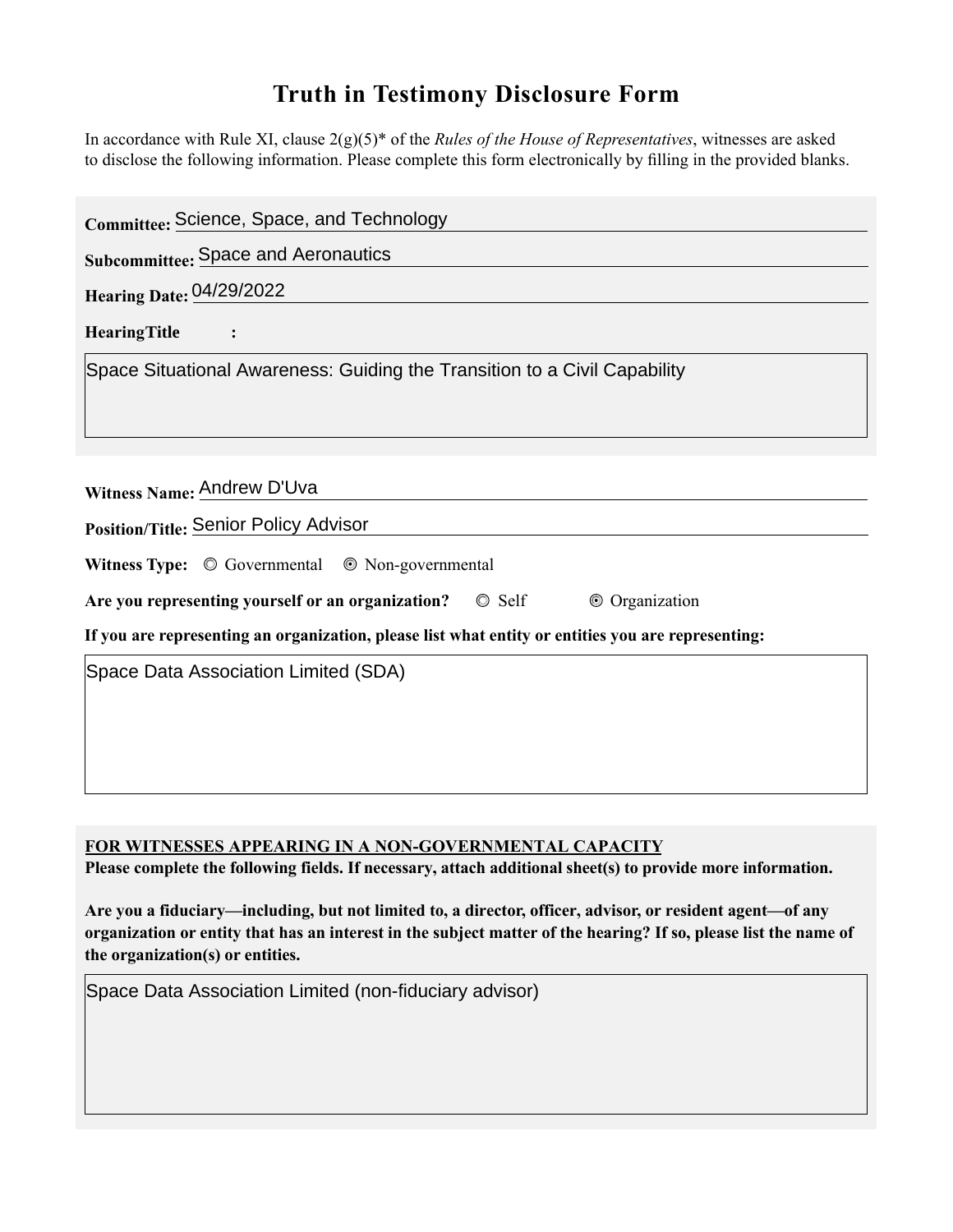# Truth in Testimony Disclosure Form

In accordance with Rule XI, clause 2(g)(5)* of the *Rules of the House of Representatives*, witnesses are asked to disclose the following information. Please complete this form electronically by filling in the provided blanks.

**Committee:** Science, Space, and Technology

**Subcommittee:** Space and Aeronautics

**Hearing Date:** 04/29/2022

**Hearing Title:**

Space Situational Awareness: Guiding the Transition to a Civil Capability

**Witness Name:** Andrew D'Uva

**Position/Title:** Senior Policy Advisor

**Witness Type:** ◯ Governmental ◉ Non-governmental

**Are you representing yourself or an organization?** ◯ Self ◉ Organization

**If you are representing an organization, please list what entity or entities you are representing:**

Space Data Association Limited (SDA)

**FOR WITNESSES APPEARING IN A NON-GOVERNMENTAL CAPACITY**

**Please complete the following fields. If necessary, attach additional sheet(s) to provide more information.**

**Are you a fiduciary—including, but not limited to, a director, officer, advisor, or resident agent—of any organization or entity that has an interest in the subject matter of the hearing? If so, please list the name of the organization(s) or entities.**

Space Data Association Limited (non-fiduciary advisor)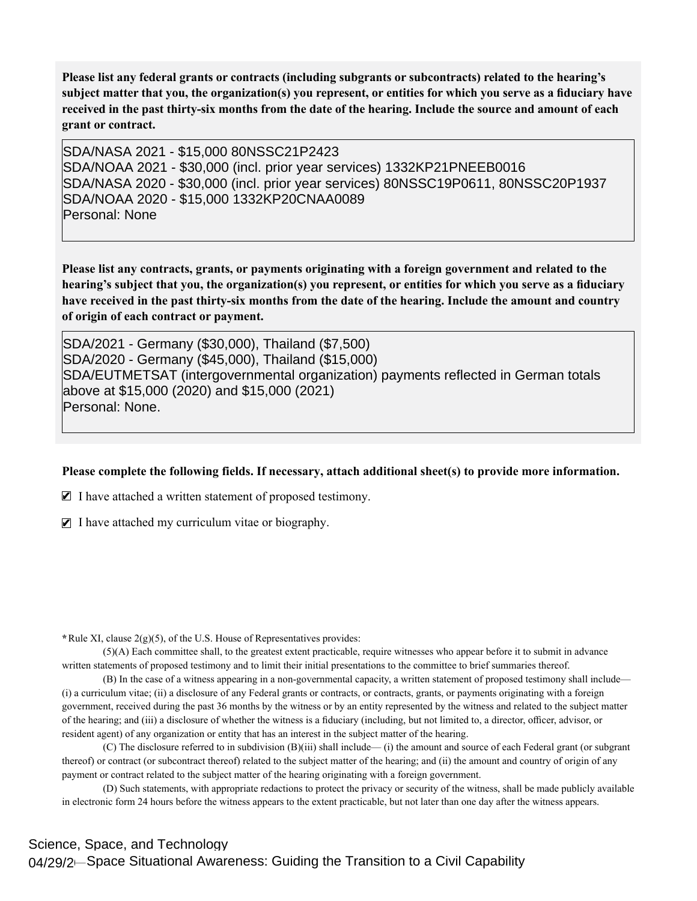**Please list any federal grants or contracts (including subgrants or subcontracts) related to the hearing's subject matter that you, the organization(s) you represent, or entities for which you serve as a fiduciary have received in the past thirty-six months from the date of the hearing. Include the source and amount of each grant or contract.**

SDA/NASA 2021 - $15,000 80NSSC21P2423
SDA/NOAA 2021 - $30,000 (incl. prior year services) 1332KP21PNEEB0016
SDA/NASA 2020 - $30,000 (incl. prior year services) 80NSSC19P0611, 80NSSC20P1937
SDA/NOAA 2020 - $15,000 1332KP20CNAA0089
Personal: None

**Please list any contracts, grants, or payments originating with a foreign government and related to the hearing's subject that you, the organization(s) you represent, or entities for which you serve as a fiduciary have received in the past thirty-six months from the date of the hearing. Include the amount and country of origin of each contract or payment.**

SDA/2021 - Germany ($30,000), Thailand ($7,500)
SDA/2020 - Germany ($45,000), Thailand ($15,000)
SDA/EUTMETSAT (intergovernmental organization) payments reflected in German totals above at $15,000 (2020) and $15,000 (2021)
Personal: None.

**Please complete the following fields. If necessary, attach additional sheet(s) to provide more information.**

- [x] I have attached a written statement of proposed testimony.
- [x] I have attached my curriculum vitae or biography.

*Rule XI, clause 2(g)(5), of the U.S. House of Representatives provides:

(5)(A) Each committee shall, to the greatest extent practicable, require witnesses who appear before it to submit in advance written statements of proposed testimony and to limit their initial presentations to the committee to brief summaries thereof.

(B) In the case of a witness appearing in a non-governmental capacity, a written statement of proposed testimony shall include— (i) a curriculum vitae; (ii) a disclosure of any Federal grants or contracts, or contracts, grants, or payments originating with a foreign government, received during the past 36 months by the witness or by an entity represented by the witness and related to the subject matter of the hearing; and (iii) a disclosure of whether the witness is a fiduciary (including, but not limited to, a director, officer, advisor, or resident agent) of any organization or entity that has an interest in the subject matter of the hearing.

(C) The disclosure referred to in subdivision (B)(iii) shall include— (i) the amount and source of each Federal grant (or subgrant thereof) or contract (or subcontract thereof) related to the subject matter of the hearing; and (ii) the amount and country of origin of any payment or contract related to the subject matter of the hearing originating with a foreign government.

(D) Such statements, with appropriate redactions to protect the privacy or security of the witness, shall be made publicly available in electronic form 24 hours before the witness appears to the extent practicable, but not later than one day after the witness appears.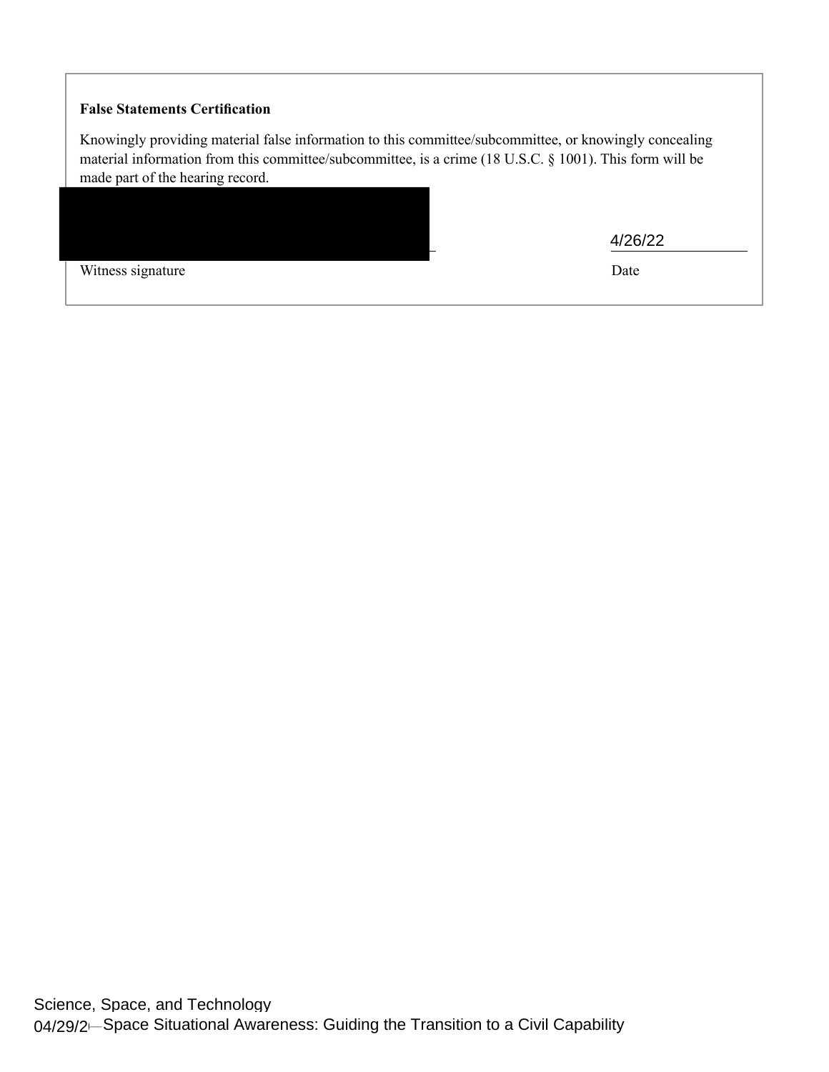**False Statements Certification**

Knowingly providing material false information to this committee/subcommittee, or knowingly concealing material information from this committee/subcommittee, is a crime (18 U.S.C. § 1001). This form will be made part of the hearing record.

4/26/22

Witness signature Date